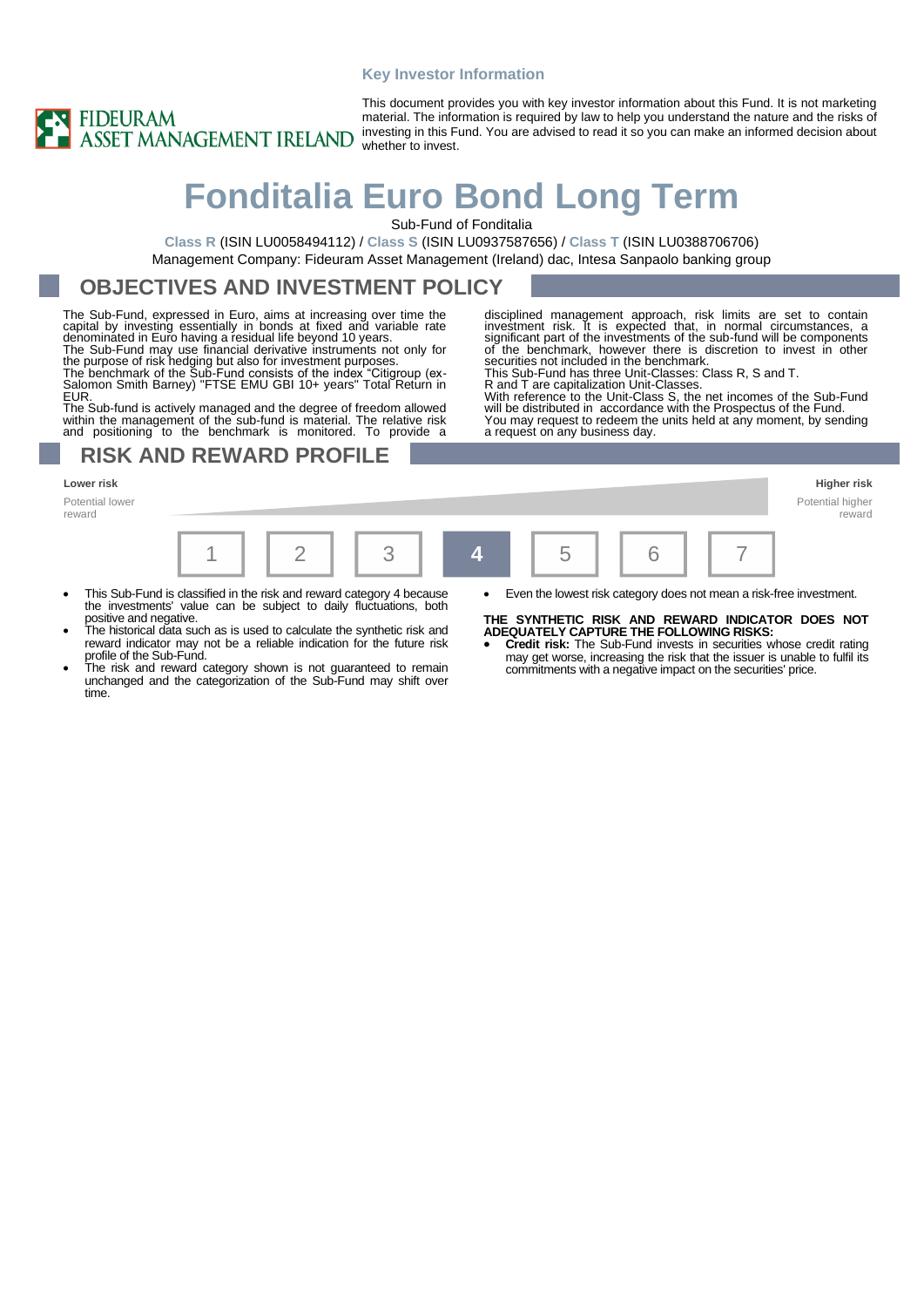Key Investor Information

FIDEURAM ASSET MANAGEMENT IRELAND

This document provides you with key investor information about this Fund. It is not marketing material. The information is required by law to help you understand the nature and the risks of investing in this Fund. You are advised to read it so you can make an informed decision about whether to invest.

# Fonditalia Euro Bond Long Term

Sub-Fund of Fonditalia

**Class R** (ISIN LU0058494112) / **Class S** (ISIN LU0937587656) / **Class T** (ISIN LU0388706706)

Management Company: Fideuram Asset Management (Ireland) dac, Intesa Sanpaolo banking group

## OBJECTIVES AND INVESTMENT POLICY

The Sub-Fund, expressed in Euro, aims at increasing over time the capital by investing essentially in bonds at fixed and variable rate denominated in Euro having a residual life beyond 10 years.

The Sub-Fund may use financial derivative instruments not only for the purpose of risk hedging but also for investment purposes.

The benchmark of the Sub-Fund consists of the index "Citigroup (ex-Salomon Smith Barney) "FTSE EMU GBI 10+ years" Total Return in EUR.

The Sub-fund is actively managed and the degree of freedom allowed within the management of the sub-fund is material. The relative risk and positioning to the benchmark is monitored. To provide a disciplined management approach, risk limits are set to contain investment risk. It is expected that, in normal circumstances, a significant part of the investments of the sub-fund will be components of the benchmark, however there is discretion to invest in other securities not included in the benchmark.

This Sub-Fund has three Unit-Classes: Class R, S and T.

R and T are capitalization Unit-Classes.

With reference to the Unit-Class S, the net incomes of the Sub-Fund will be distributed in accordance with the Prospectus of the Fund.

You may request to redeem the units held at any moment, by sending a request on any business day.

## RISK AND REWARD PROFILE

| Lower risk | | | | | | Higher risk |
|---|---|---|---|---|---|---|
| Potential lower reward | | | | | | Potential higher reward |
| 1 | 2 | 3 | **4** | 5 | 6 | 7 |

- This Sub-Fund is classified in the risk and reward category 4 because the investments' value can be subject to daily fluctuations, both positive and negative.
- The historical data such as is used to calculate the synthetic risk and reward indicator may not be a reliable indication for the future risk profile of the Sub-Fund.
- The risk and reward category shown is not guaranteed to remain unchanged and the categorization of the Sub-Fund may shift over time.
- Even the lowest risk category does not mean a risk-free investment.

**THE SYNTHETIC RISK AND REWARD INDICATOR DOES NOT ADEQUATELY CAPTURE THE FOLLOWING RISKS:**

- **Credit risk:** The Sub-Fund invests in securities whose credit rating may get worse, increasing the risk that the issuer is unable to fulfil its commitments with a negative impact on the securities' price.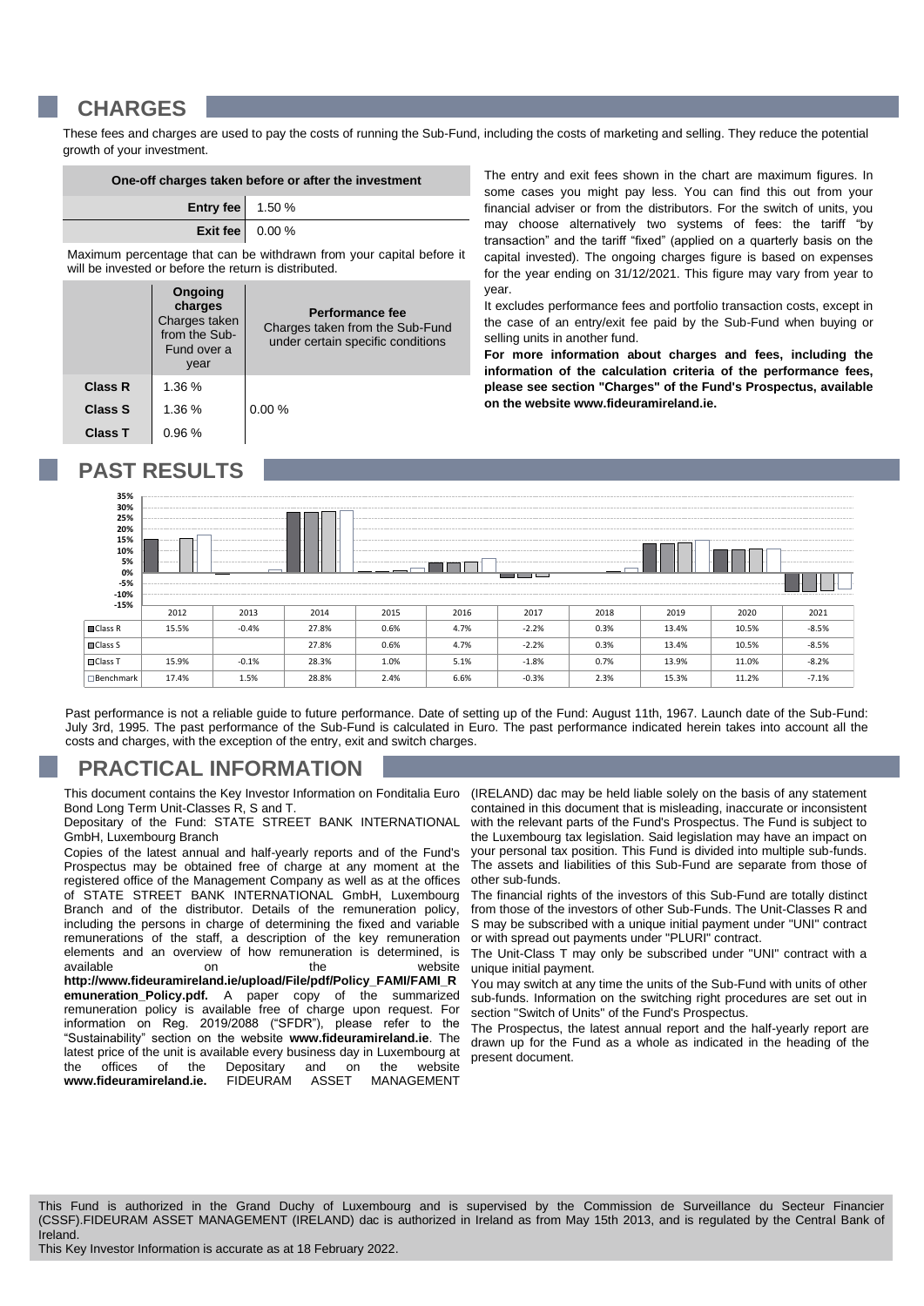## CHARGES

These fees and charges are used to pay the costs of running the Sub-Fund, including the costs of marketing and selling. They reduce the potential growth of your investment.

| One-off charges taken before or after the investment | |
|---|---|
| **Entry fee** | 1.50 % |
| **Exit fee** | 0.00 % |

Maximum percentage that can be withdrawn from your capital before it will be invested or before the return is distributed.

| | **Ongoing charges** Charges taken from the Sub-Fund over a year | **Performance fee** Charges taken from the Sub-Fund under certain specific conditions |
|---|---|---|
| **Class R** | 1.36 % | |
| **Class S** | 1.36 % | 0.00 % |
| **Class T** | 0.96 % | |

The entry and exit fees shown in the chart are maximum figures. In some cases you might pay less. You can find this out from your financial adviser or from the distributors. For the switch of units, you may choose alternatively two systems of fees: the tariff "by transaction" and the tariff "fixed" (applied on a quarterly basis on the capital invested). The ongoing charges figure is based on expenses for the year ending on 31/12/2021. This figure may vary from year to year.

It excludes performance fees and portfolio transaction costs, except in the case of an entry/exit fee paid by the Sub-Fund when buying or selling units in another fund.

**For more information about charges and fees, including the information of the calculation criteria of the performance fees, please see section "Charges" of the Fund's Prospectus, available on the website www.fideuramireland.ie.**

## PAST RESULTS

35%
30%
25%
20%
15%
10%
5%
0%
-5%
-10%
-15%

| | 2012 | 2013 | 2014 | 2015 | 2016 | 2017 | 2018 | 2019 | 2020 | 2021 |
|---|---|---|---|---|---|---|---|---|---|---|
| Class R | 15.5% | -0.4% | 27.8% | 0.6% | 4.7% | -2.2% | 0.3% | 13.4% | 10.5% | -8.5% |
| Class S | | | 27.8% | 0.6% | 4.7% | -2.2% | 0.3% | 13.4% | 10.5% | -8.5% |
| Class T | 15.9% | -0.1% | 28.3% | 1.0% | 5.1% | -1.8% | 0.7% | 13.9% | 11.0% | -8.2% |
| Benchmark | 17.4% | 1.5% | 28.8% | 2.4% | 6.6% | -0.3% | 2.3% | 15.3% | 11.2% | -7.1% |

Past performance is not a reliable guide to future performance. Date of setting up of the Fund: August 11th, 1967. Launch date of the Sub-Fund: July 3rd, 1995. The past performance of the Sub-Fund is calculated in Euro. The past performance indicated herein takes into account all the costs and charges, with the exception of the entry, exit and switch charges.

## PRACTICAL INFORMATION

This document contains the Key Investor Information on Fonditalia Euro Bond Long Term Unit-Classes R, S and T.

Depositary of the Fund: STATE STREET BANK INTERNATIONAL GmbH, Luxembourg Branch

Copies of the latest annual and half-yearly reports and of the Fund's Prospectus may be obtained free of charge at any moment at the registered office of the Management Company as well as at the offices of STATE STREET BANK INTERNATIONAL GmbH, Luxembourg Branch and of the distributor. Details of the remuneration policy, including the persons in charge of determining the fixed and variable remunerations of the staff, a description of the key remuneration elements and an overview of how remuneration is determined, is available on the website **http://www.fideuramireland.ie/upload/File/pdf/Policy_FAMI/FAMI_Remuneration_Policy.pdf.** A paper copy of the summarized remuneration policy is available free of charge upon request. For information on Reg. 2019/2088 ("SFDR"), please refer to the "Sustainability" section on the website **www.fideuramireland.ie**. The latest price of the unit is available every business day in Luxembourg at the offices of the Depositary and on the website **www.fideuramireland.ie.** FIDEURAM ASSET MANAGEMENT (IRELAND) dac may be held liable solely on the basis of any statement contained in this document that is misleading, inaccurate or inconsistent with the relevant parts of the Fund's Prospectus. The Fund is subject to the Luxembourg tax legislation. Said legislation may have an impact on your personal tax position. This Fund is divided into multiple sub-funds. The assets and liabilities of this Sub-Fund are separate from those of other sub-funds.

The financial rights of the investors of this Sub-Fund are totally distinct from those of the investors of other Sub-Funds. The Unit-Classes R and S may be subscribed with a unique initial payment under "UNI" contract or with spread out payments under "PLURI" contract.

The Unit-Class T may only be subscribed under "UNI" contract with a unique initial payment.

You may switch at any time the units of the Sub-Fund with units of other sub-funds. Information on the switching right procedures are set out in section "Switch of Units" of the Fund's Prospectus.

The Prospectus, the latest annual report and the half-yearly report are drawn up for the Fund as a whole as indicated in the heading of the present document.

This Fund is authorized in the Grand Duchy of Luxembourg and is supervised by the Commission de Surveillance du Secteur Financier (CSSF).FIDEURAM ASSET MANAGEMENT (IRELAND) dac is authorized in Ireland as from May 15th 2013, and is regulated by the Central Bank of Ireland.

This Key Investor Information is accurate as at 18 February 2022.